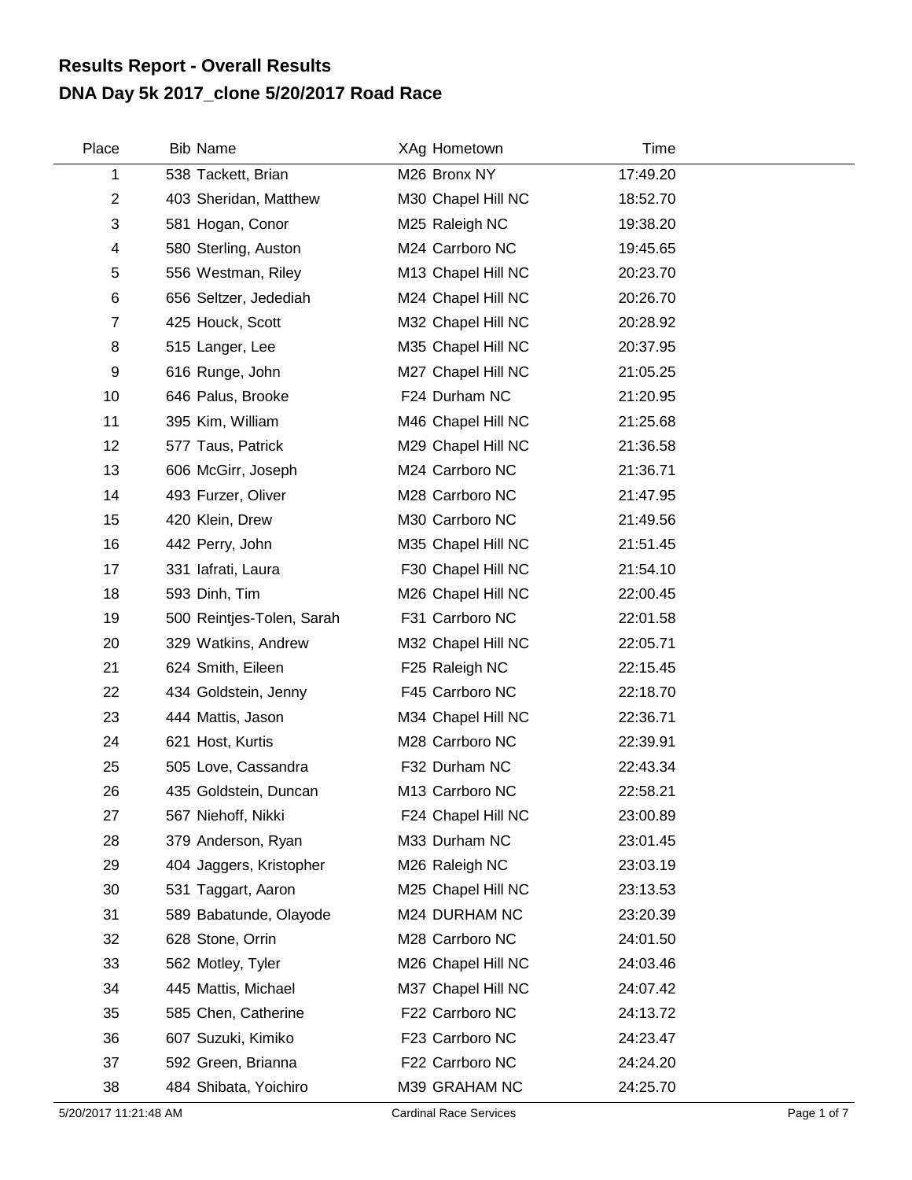# Results Report - Overall Results

## DNA Day 5k 2017_clone 5/20/2017 Road Race

| Place | Bib | Name | XAg | Hometown | Time |
|---|---|---|---|---|---|
| 1 | 538 | Tackett, Brian | M26 | Bronx NY | 17:49.20 |
| 2 | 403 | Sheridan, Matthew | M30 | Chapel Hill NC | 18:52.70 |
| 3 | 581 | Hogan, Conor | M25 | Raleigh NC | 19:38.20 |
| 4 | 580 | Sterling, Auston | M24 | Carrboro NC | 19:45.65 |
| 5 | 556 | Westman, Riley | M13 | Chapel Hill NC | 20:23.70 |
| 6 | 656 | Seltzer, Jedediah | M24 | Chapel Hill NC | 20:26.70 |
| 7 | 425 | Houck, Scott | M32 | Chapel Hill NC | 20:28.92 |
| 8 | 515 | Langer, Lee | M35 | Chapel Hill NC | 20:37.95 |
| 9 | 616 | Runge, John | M27 | Chapel Hill NC | 21:05.25 |
| 10 | 646 | Palus, Brooke | F24 | Durham NC | 21:20.95 |
| 11 | 395 | Kim, William | M46 | Chapel Hill NC | 21:25.68 |
| 12 | 577 | Taus, Patrick | M29 | Chapel Hill NC | 21:36.58 |
| 13 | 606 | McGirr, Joseph | M24 | Carrboro NC | 21:36.71 |
| 14 | 493 | Furzer, Oliver | M28 | Carrboro NC | 21:47.95 |
| 15 | 420 | Klein, Drew | M30 | Carrboro NC | 21:49.56 |
| 16 | 442 | Perry, John | M35 | Chapel Hill NC | 21:51.45 |
| 17 | 331 | Iafrati, Laura | F30 | Chapel Hill NC | 21:54.10 |
| 18 | 593 | Dinh, Tim | M26 | Chapel Hill NC | 22:00.45 |
| 19 | 500 | Reintjes-Tolen, Sarah | F31 | Carrboro NC | 22:01.58 |
| 20 | 329 | Watkins, Andrew | M32 | Chapel Hill NC | 22:05.71 |
| 21 | 624 | Smith, Eileen | F25 | Raleigh NC | 22:15.45 |
| 22 | 434 | Goldstein, Jenny | F45 | Carrboro NC | 22:18.70 |
| 23 | 444 | Mattis, Jason | M34 | Chapel Hill NC | 22:36.71 |
| 24 | 621 | Host, Kurtis | M28 | Carrboro NC | 22:39.91 |
| 25 | 505 | Love, Cassandra | F32 | Durham NC | 22:43.34 |
| 26 | 435 | Goldstein, Duncan | M13 | Carrboro NC | 22:58.21 |
| 27 | 567 | Niehoff, Nikki | F24 | Chapel Hill NC | 23:00.89 |
| 28 | 379 | Anderson, Ryan | M33 | Durham NC | 23:01.45 |
| 29 | 404 | Jaggers, Kristopher | M26 | Raleigh NC | 23:03.19 |
| 30 | 531 | Taggart, Aaron | M25 | Chapel Hill NC | 23:13.53 |
| 31 | 589 | Babatunde, Olayode | M24 | DURHAM NC | 23:20.39 |
| 32 | 628 | Stone, Orrin | M28 | Carrboro NC | 24:01.50 |
| 33 | 562 | Motley, Tyler | M26 | Chapel Hill NC | 24:03.46 |
| 34 | 445 | Mattis, Michael | M37 | Chapel Hill NC | 24:07.42 |
| 35 | 585 | Chen, Catherine | F22 | Carrboro NC | 24:13.72 |
| 36 | 607 | Suzuki, Kimiko | F23 | Carrboro NC | 24:23.47 |
| 37 | 592 | Green, Brianna | F22 | Carrboro NC | 24:24.20 |
| 38 | 484 | Shibata, Yoichiro | M39 | GRAHAM NC | 24:25.70 |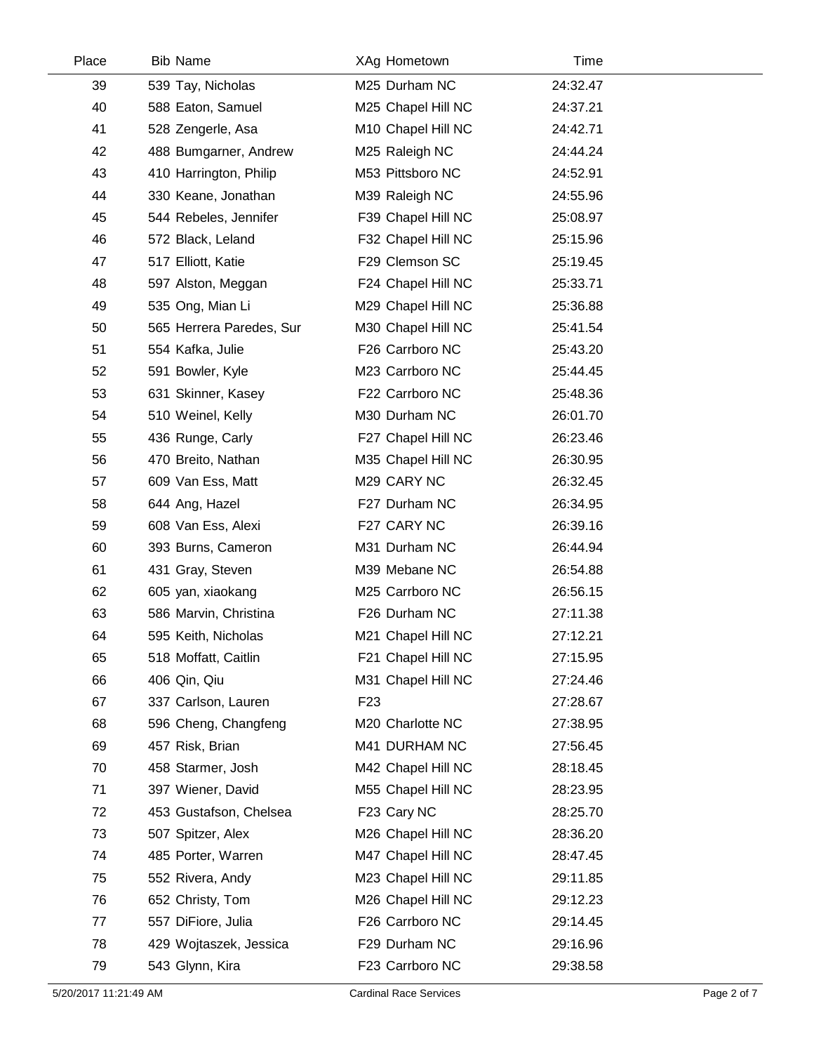| Place | Bib | Name | XAg | Hometown | Time |
|---|---|---|---|---|---|
| 39 | 539 | Tay, Nicholas | M25 | Durham NC | 24:32.47 |
| 40 | 588 | Eaton, Samuel | M25 | Chapel Hill NC | 24:37.21 |
| 41 | 528 | Zengerle, Asa | M10 | Chapel Hill NC | 24:42.71 |
| 42 | 488 | Bumgarner, Andrew | M25 | Raleigh NC | 24:44.24 |
| 43 | 410 | Harrington, Philip | M53 | Pittsboro NC | 24:52.91 |
| 44 | 330 | Keane, Jonathan | M39 | Raleigh NC | 24:55.96 |
| 45 | 544 | Rebeles, Jennifer | F39 | Chapel Hill NC | 25:08.97 |
| 46 | 572 | Black, Leland | F32 | Chapel Hill NC | 25:15.96 |
| 47 | 517 | Elliott, Katie | F29 | Clemson SC | 25:19.45 |
| 48 | 597 | Alston, Meggan | F24 | Chapel Hill NC | 25:33.71 |
| 49 | 535 | Ong, Mian Li | M29 | Chapel Hill NC | 25:36.88 |
| 50 | 565 | Herrera Paredes, Sur | M30 | Chapel Hill NC | 25:41.54 |
| 51 | 554 | Kafka, Julie | F26 | Carrboro NC | 25:43.20 |
| 52 | 591 | Bowler, Kyle | M23 | Carrboro NC | 25:44.45 |
| 53 | 631 | Skinner, Kasey | F22 | Carrboro NC | 25:48.36 |
| 54 | 510 | Weinel, Kelly | M30 | Durham NC | 26:01.70 |
| 55 | 436 | Runge, Carly | F27 | Chapel Hill NC | 26:23.46 |
| 56 | 470 | Breito, Nathan | M35 | Chapel Hill NC | 26:30.95 |
| 57 | 609 | Van Ess, Matt | M29 | CARY NC | 26:32.45 |
| 58 | 644 | Ang, Hazel | F27 | Durham NC | 26:34.95 |
| 59 | 608 | Van Ess, Alexi | F27 | CARY NC | 26:39.16 |
| 60 | 393 | Burns, Cameron | M31 | Durham NC | 26:44.94 |
| 61 | 431 | Gray, Steven | M39 | Mebane NC | 26:54.88 |
| 62 | 605 | yan, xiaokang | M25 | Carrboro NC | 26:56.15 |
| 63 | 586 | Marvin, Christina | F26 | Durham NC | 27:11.38 |
| 64 | 595 | Keith, Nicholas | M21 | Chapel Hill NC | 27:12.21 |
| 65 | 518 | Moffatt, Caitlin | F21 | Chapel Hill NC | 27:15.95 |
| 66 | 406 | Qin, Qiu | M31 | Chapel Hill NC | 27:24.46 |
| 67 | 337 | Carlson, Lauren | F23 | | 27:28.67 |
| 68 | 596 | Cheng, Changfeng | M20 | Charlotte NC | 27:38.95 |
| 69 | 457 | Risk, Brian | M41 | DURHAM NC | 27:56.45 |
| 70 | 458 | Starmer, Josh | M42 | Chapel Hill NC | 28:18.45 |
| 71 | 397 | Wiener, David | M55 | Chapel Hill NC | 28:23.95 |
| 72 | 453 | Gustafson, Chelsea | F23 | Cary NC | 28:25.70 |
| 73 | 507 | Spitzer, Alex | M26 | Chapel Hill NC | 28:36.20 |
| 74 | 485 | Porter, Warren | M47 | Chapel Hill NC | 28:47.45 |
| 75 | 552 | Rivera, Andy | M23 | Chapel Hill NC | 29:11.85 |
| 76 | 652 | Christy, Tom | M26 | Chapel Hill NC | 29:12.23 |
| 77 | 557 | DiFiore, Julia | F26 | Carrboro NC | 29:14.45 |
| 78 | 429 | Wojtaszek, Jessica | F29 | Durham NC | 29:16.96 |
| 79 | 543 | Glynn, Kira | F23 | Carrboro NC | 29:38.58 |

5/20/2017 11:21:49 AM Cardinal Race Services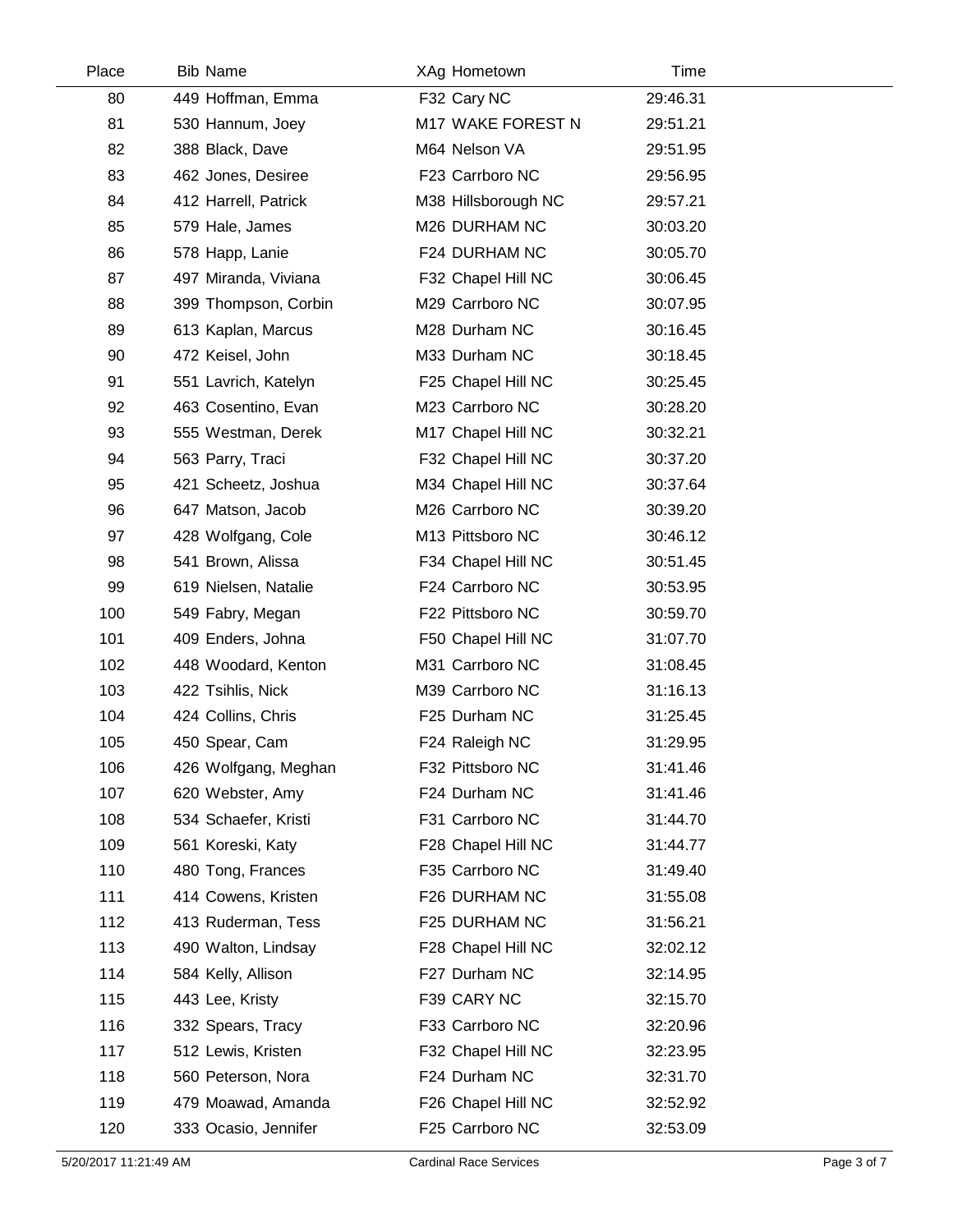| Place | Bib | Name | XAg | Hometown | Time |
|---|---|---|---|---|---|
| 80 | 449 | Hoffman, Emma | F32 | Cary NC | 29:46.31 |
| 81 | 530 | Hannum, Joey | M17 | WAKE FOREST N | 29:51.21 |
| 82 | 388 | Black, Dave | M64 | Nelson VA | 29:51.95 |
| 83 | 462 | Jones, Desiree | F23 | Carrboro NC | 29:56.95 |
| 84 | 412 | Harrell, Patrick | M38 | Hillsborough NC | 29:57.21 |
| 85 | 579 | Hale, James | M26 | DURHAM NC | 30:03.20 |
| 86 | 578 | Happ, Lanie | F24 | DURHAM NC | 30:05.70 |
| 87 | 497 | Miranda, Viviana | F32 | Chapel Hill NC | 30:06.45 |
| 88 | 399 | Thompson, Corbin | M29 | Carrboro NC | 30:07.95 |
| 89 | 613 | Kaplan, Marcus | M28 | Durham NC | 30:16.45 |
| 90 | 472 | Keisel, John | M33 | Durham NC | 30:18.45 |
| 91 | 551 | Lavrich, Katelyn | F25 | Chapel Hill NC | 30:25.45 |
| 92 | 463 | Cosentino, Evan | M23 | Carrboro NC | 30:28.20 |
| 93 | 555 | Westman, Derek | M17 | Chapel Hill NC | 30:32.21 |
| 94 | 563 | Parry, Traci | F32 | Chapel Hill NC | 30:37.20 |
| 95 | 421 | Scheetz, Joshua | M34 | Chapel Hill NC | 30:37.64 |
| 96 | 647 | Matson, Jacob | M26 | Carrboro NC | 30:39.20 |
| 97 | 428 | Wolfgang, Cole | M13 | Pittsboro NC | 30:46.12 |
| 98 | 541 | Brown, Alissa | F34 | Chapel Hill NC | 30:51.45 |
| 99 | 619 | Nielsen, Natalie | F24 | Carrboro NC | 30:53.95 |
| 100 | 549 | Fabry, Megan | F22 | Pittsboro NC | 30:59.70 |
| 101 | 409 | Enders, Johna | F50 | Chapel Hill NC | 31:07.70 |
| 102 | 448 | Woodard, Kenton | M31 | Carrboro NC | 31:08.45 |
| 103 | 422 | Tsihlis, Nick | M39 | Carrboro NC | 31:16.13 |
| 104 | 424 | Collins, Chris | F25 | Durham NC | 31:25.45 |
| 105 | 450 | Spear, Cam | F24 | Raleigh NC | 31:29.95 |
| 106 | 426 | Wolfgang, Meghan | F32 | Pittsboro NC | 31:41.46 |
| 107 | 620 | Webster, Amy | F24 | Durham NC | 31:41.46 |
| 108 | 534 | Schaefer, Kristi | F31 | Carrboro NC | 31:44.70 |
| 109 | 561 | Koreski, Katy | F28 | Chapel Hill NC | 31:44.77 |
| 110 | 480 | Tong, Frances | F35 | Carrboro NC | 31:49.40 |
| 111 | 414 | Cowens, Kristen | F26 | DURHAM NC | 31:55.08 |
| 112 | 413 | Ruderman, Tess | F25 | DURHAM NC | 31:56.21 |
| 113 | 490 | Walton, Lindsay | F28 | Chapel Hill NC | 32:02.12 |
| 114 | 584 | Kelly, Allison | F27 | Durham NC | 32:14.95 |
| 115 | 443 | Lee, Kristy | F39 | CARY NC | 32:15.70 |
| 116 | 332 | Spears, Tracy | F33 | Carrboro NC | 32:20.96 |
| 117 | 512 | Lewis, Kristen | F32 | Chapel Hill NC | 32:23.95 |
| 118 | 560 | Peterson, Nora | F24 | Durham NC | 32:31.70 |
| 119 | 479 | Moawad, Amanda | F26 | Chapel Hill NC | 32:52.92 |
| 120 | 333 | Ocasio, Jennifer | F25 | Carrboro NC | 32:53.09 |

5/20/2017 11:21:49 AM — Cardinal Race Services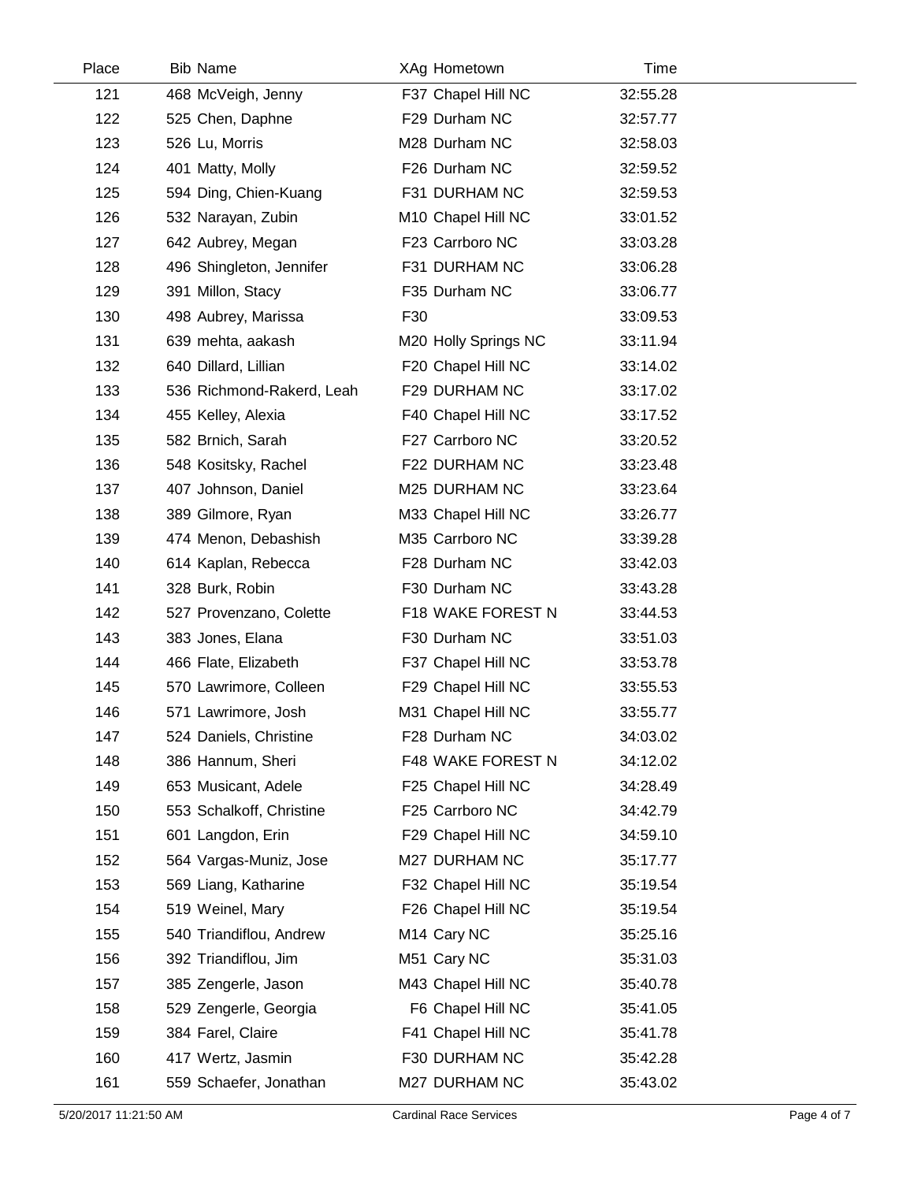| Place | Bib | Name | XAg | Hometown | Time |
|---|---|---|---|---|---|
| 121 | 468 | McVeigh, Jenny | F37 | Chapel Hill NC | 32:55.28 |
| 122 | 525 | Chen, Daphne | F29 | Durham NC | 32:57.77 |
| 123 | 526 | Lu, Morris | M28 | Durham NC | 32:58.03 |
| 124 | 401 | Matty, Molly | F26 | Durham NC | 32:59.52 |
| 125 | 594 | Ding, Chien-Kuang | F31 | DURHAM NC | 32:59.53 |
| 126 | 532 | Narayan, Zubin | M10 | Chapel Hill NC | 33:01.52 |
| 127 | 642 | Aubrey, Megan | F23 | Carrboro NC | 33:03.28 |
| 128 | 496 | Shingleton, Jennifer | F31 | DURHAM NC | 33:06.28 |
| 129 | 391 | Millon, Stacy | F35 | Durham NC | 33:06.77 |
| 130 | 498 | Aubrey, Marissa | F30 | | 33:09.53 |
| 131 | 639 | mehta, aakash | M20 | Holly Springs NC | 33:11.94 |
| 132 | 640 | Dillard, Lillian | F20 | Chapel Hill NC | 33:14.02 |
| 133 | 536 | Richmond-Rakerd, Leah | F29 | DURHAM NC | 33:17.02 |
| 134 | 455 | Kelley, Alexia | F40 | Chapel Hill NC | 33:17.52 |
| 135 | 582 | Brnich, Sarah | F27 | Carrboro NC | 33:20.52 |
| 136 | 548 | Kositsky, Rachel | F22 | DURHAM NC | 33:23.48 |
| 137 | 407 | Johnson, Daniel | M25 | DURHAM NC | 33:23.64 |
| 138 | 389 | Gilmore, Ryan | M33 | Chapel Hill NC | 33:26.77 |
| 139 | 474 | Menon, Debashish | M35 | Carrboro NC | 33:39.28 |
| 140 | 614 | Kaplan, Rebecca | F28 | Durham NC | 33:42.03 |
| 141 | 328 | Burk, Robin | F30 | Durham NC | 33:43.28 |
| 142 | 527 | Provenzano, Colette | F18 | WAKE FOREST N | 33:44.53 |
| 143 | 383 | Jones, Elana | F30 | Durham NC | 33:51.03 |
| 144 | 466 | Flate, Elizabeth | F37 | Chapel Hill NC | 33:53.78 |
| 145 | 570 | Lawrimore, Colleen | F29 | Chapel Hill NC | 33:55.53 |
| 146 | 571 | Lawrimore, Josh | M31 | Chapel Hill NC | 33:55.77 |
| 147 | 524 | Daniels, Christine | F28 | Durham NC | 34:03.02 |
| 148 | 386 | Hannum, Sheri | F48 | WAKE FOREST N | 34:12.02 |
| 149 | 653 | Musicant, Adele | F25 | Chapel Hill NC | 34:28.49 |
| 150 | 553 | Schalkoff, Christine | F25 | Carrboro NC | 34:42.79 |
| 151 | 601 | Langdon, Erin | F29 | Chapel Hill NC | 34:59.10 |
| 152 | 564 | Vargas-Muniz, Jose | M27 | DURHAM NC | 35:17.77 |
| 153 | 569 | Liang, Katharine | F32 | Chapel Hill NC | 35:19.54 |
| 154 | 519 | Weinel, Mary | F26 | Chapel Hill NC | 35:19.54 |
| 155 | 540 | Triandiflou, Andrew | M14 | Cary NC | 35:25.16 |
| 156 | 392 | Triandiflou, Jim | M51 | Cary NC | 35:31.03 |
| 157 | 385 | Zengerle, Jason | M43 | Chapel Hill NC | 35:40.78 |
| 158 | 529 | Zengerle, Georgia | F6 | Chapel Hill NC | 35:41.05 |
| 159 | 384 | Farel, Claire | F41 | Chapel Hill NC | 35:41.78 |
| 160 | 417 | Wertz, Jasmin | F30 | DURHAM NC | 35:42.28 |
| 161 | 559 | Schaefer, Jonathan | M27 | DURHAM NC | 35:43.02 |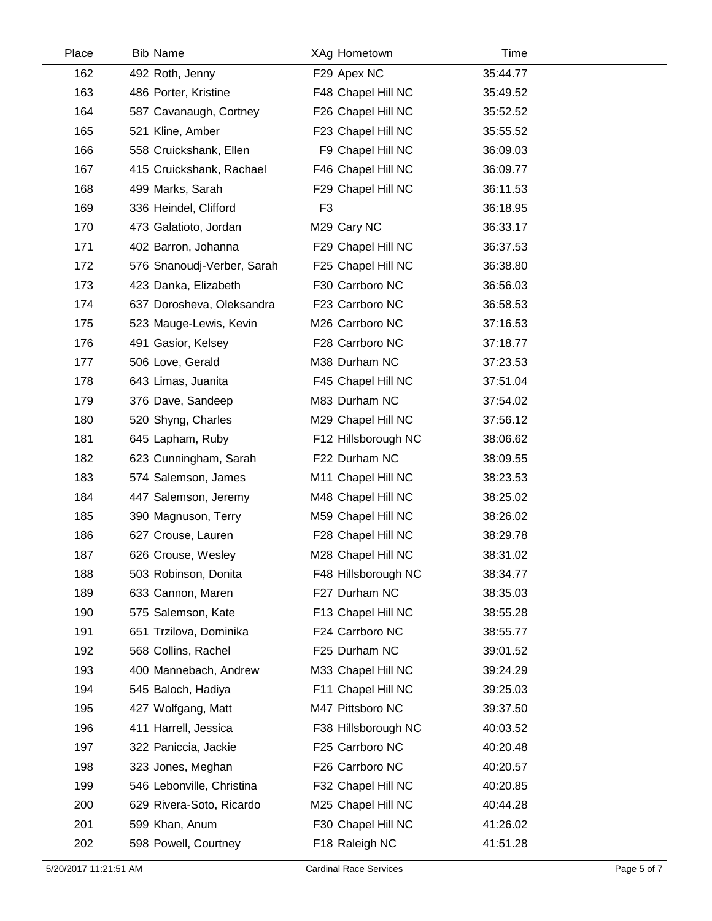| Place | Bib | Name | XAg | Hometown | Time |
|---|---|---|---|---|---|
| 162 | 492 | Roth, Jenny | F29 | Apex NC | 35:44.77 |
| 163 | 486 | Porter, Kristine | F48 | Chapel Hill NC | 35:49.52 |
| 164 | 587 | Cavanaugh, Cortney | F26 | Chapel Hill NC | 35:52.52 |
| 165 | 521 | Kline, Amber | F23 | Chapel Hill NC | 35:55.52 |
| 166 | 558 | Cruickshank, Ellen | F9 | Chapel Hill NC | 36:09.03 |
| 167 | 415 | Cruickshank, Rachael | F46 | Chapel Hill NC | 36:09.77 |
| 168 | 499 | Marks, Sarah | F29 | Chapel Hill NC | 36:11.53 |
| 169 | 336 | Heindel, Clifford | F3 | | 36:18.95 |
| 170 | 473 | Galatioto, Jordan | M29 | Cary NC | 36:33.17 |
| 171 | 402 | Barron, Johanna | F29 | Chapel Hill NC | 36:37.53 |
| 172 | 576 | Snanoudj-Verber, Sarah | F25 | Chapel Hill NC | 36:38.80 |
| 173 | 423 | Danka, Elizabeth | F30 | Carrboro NC | 36:56.03 |
| 174 | 637 | Dorosheva, Oleksandra | F23 | Carrboro NC | 36:58.53 |
| 175 | 523 | Mauge-Lewis, Kevin | M26 | Carrboro NC | 37:16.53 |
| 176 | 491 | Gasior, Kelsey | F28 | Carrboro NC | 37:18.77 |
| 177 | 506 | Love, Gerald | M38 | Durham NC | 37:23.53 |
| 178 | 643 | Limas, Juanita | F45 | Chapel Hill NC | 37:51.04 |
| 179 | 376 | Dave, Sandeep | M83 | Durham NC | 37:54.02 |
| 180 | 520 | Shyng, Charles | M29 | Chapel Hill NC | 37:56.12 |
| 181 | 645 | Lapham, Ruby | F12 | Hillsborough NC | 38:06.62 |
| 182 | 623 | Cunningham, Sarah | F22 | Durham NC | 38:09.55 |
| 183 | 574 | Salemson, James | M11 | Chapel Hill NC | 38:23.53 |
| 184 | 447 | Salemson, Jeremy | M48 | Chapel Hill NC | 38:25.02 |
| 185 | 390 | Magnuson, Terry | M59 | Chapel Hill NC | 38:26.02 |
| 186 | 627 | Crouse, Lauren | F28 | Chapel Hill NC | 38:29.78 |
| 187 | 626 | Crouse, Wesley | M28 | Chapel Hill NC | 38:31.02 |
| 188 | 503 | Robinson, Donita | F48 | Hillsborough NC | 38:34.77 |
| 189 | 633 | Cannon, Maren | F27 | Durham NC | 38:35.03 |
| 190 | 575 | Salemson, Kate | F13 | Chapel Hill NC | 38:55.28 |
| 191 | 651 | Trzilova, Dominika | F24 | Carrboro NC | 38:55.77 |
| 192 | 568 | Collins, Rachel | F25 | Durham NC | 39:01.52 |
| 193 | 400 | Mannebach, Andrew | M33 | Chapel Hill NC | 39:24.29 |
| 194 | 545 | Baloch, Hadiya | F11 | Chapel Hill NC | 39:25.03 |
| 195 | 427 | Wolfgang, Matt | M47 | Pittsboro NC | 39:37.50 |
| 196 | 411 | Harrell, Jessica | F38 | Hillsborough NC | 40:03.52 |
| 197 | 322 | Paniccia, Jackie | F25 | Carrboro NC | 40:20.48 |
| 198 | 323 | Jones, Meghan | F26 | Carrboro NC | 40:20.57 |
| 199 | 546 | Lebonville, Christina | F32 | Chapel Hill NC | 40:20.85 |
| 200 | 629 | Rivera-Soto, Ricardo | M25 | Chapel Hill NC | 40:44.28 |
| 201 | 599 | Khan, Anum | F30 | Chapel Hill NC | 41:26.02 |
| 202 | 598 | Powell, Courtney | F18 | Raleigh NC | 41:51.28 |

5/20/2017 11:21:51 AM Cardinal Race Services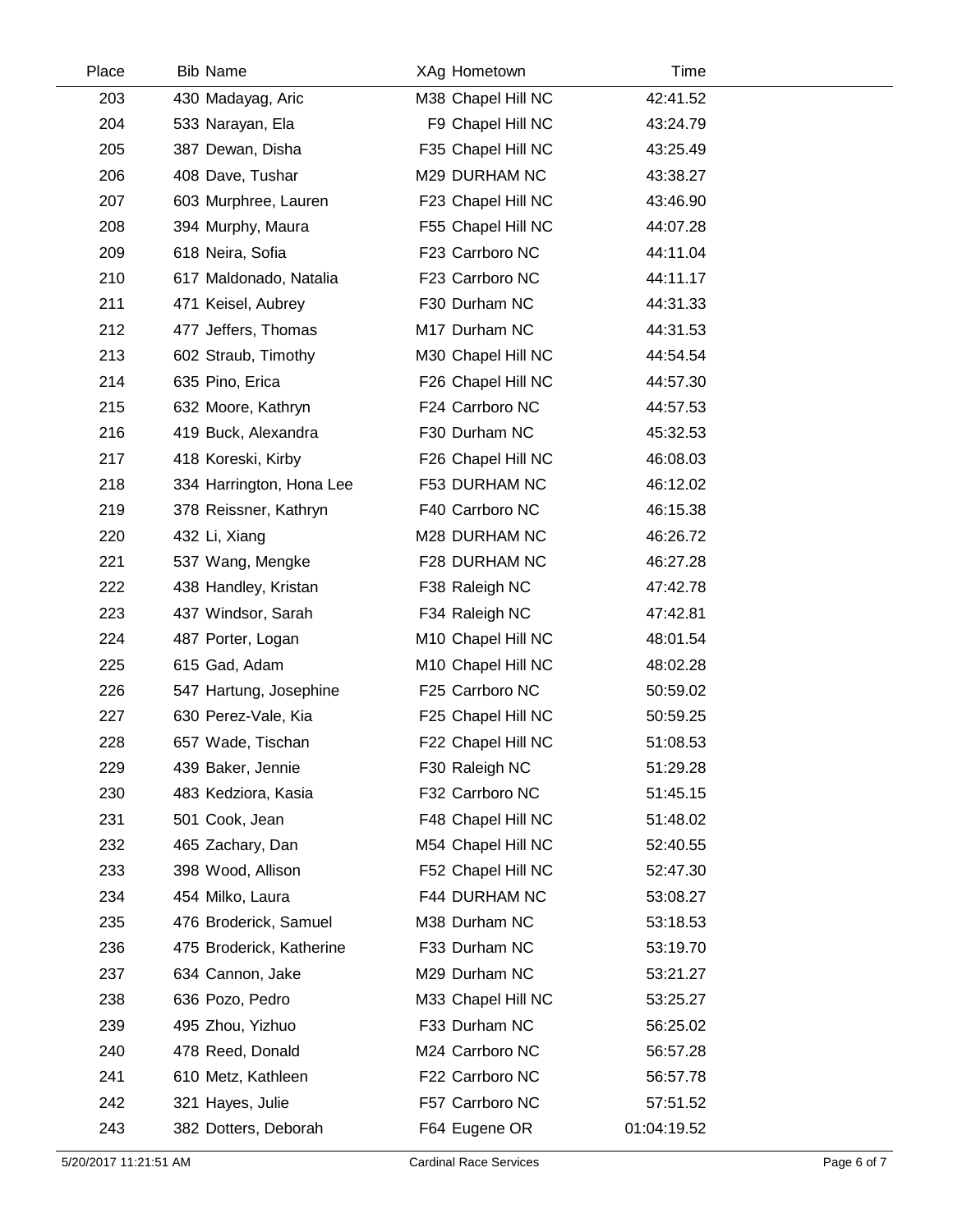| Place | Bib | Name | XAg | Hometown | Time |
|---|---|---|---|---|---|
| 203 | 430 | Madayag, Aric | M38 | Chapel Hill NC | 42:41.52 |
| 204 | 533 | Narayan, Ela | F9 | Chapel Hill NC | 43:24.79 |
| 205 | 387 | Dewan, Disha | F35 | Chapel Hill NC | 43:25.49 |
| 206 | 408 | Dave, Tushar | M29 | DURHAM NC | 43:38.27 |
| 207 | 603 | Murphree, Lauren | F23 | Chapel Hill NC | 43:46.90 |
| 208 | 394 | Murphy, Maura | F55 | Chapel Hill NC | 44:07.28 |
| 209 | 618 | Neira, Sofia | F23 | Carrboro NC | 44:11.04 |
| 210 | 617 | Maldonado, Natalia | F23 | Carrboro NC | 44:11.17 |
| 211 | 471 | Keisel, Aubrey | F30 | Durham NC | 44:31.33 |
| 212 | 477 | Jeffers, Thomas | M17 | Durham NC | 44:31.53 |
| 213 | 602 | Straub, Timothy | M30 | Chapel Hill NC | 44:54.54 |
| 214 | 635 | Pino, Erica | F26 | Chapel Hill NC | 44:57.30 |
| 215 | 632 | Moore, Kathryn | F24 | Carrboro NC | 44:57.53 |
| 216 | 419 | Buck, Alexandra | F30 | Durham NC | 45:32.53 |
| 217 | 418 | Koreski, Kirby | F26 | Chapel Hill NC | 46:08.03 |
| 218 | 334 | Harrington, Hona Lee | F53 | DURHAM NC | 46:12.02 |
| 219 | 378 | Reissner, Kathryn | F40 | Carrboro NC | 46:15.38 |
| 220 | 432 | Li, Xiang | M28 | DURHAM NC | 46:26.72 |
| 221 | 537 | Wang, Mengke | F28 | DURHAM NC | 46:27.28 |
| 222 | 438 | Handley, Kristan | F38 | Raleigh NC | 47:42.78 |
| 223 | 437 | Windsor, Sarah | F34 | Raleigh NC | 47:42.81 |
| 224 | 487 | Porter, Logan | M10 | Chapel Hill NC | 48:01.54 |
| 225 | 615 | Gad, Adam | M10 | Chapel Hill NC | 48:02.28 |
| 226 | 547 | Hartung, Josephine | F25 | Carrboro NC | 50:59.02 |
| 227 | 630 | Perez-Vale, Kia | F25 | Chapel Hill NC | 50:59.25 |
| 228 | 657 | Wade, Tischan | F22 | Chapel Hill NC | 51:08.53 |
| 229 | 439 | Baker, Jennie | F30 | Raleigh NC | 51:29.28 |
| 230 | 483 | Kedziora, Kasia | F32 | Carrboro NC | 51:45.15 |
| 231 | 501 | Cook, Jean | F48 | Chapel Hill NC | 51:48.02 |
| 232 | 465 | Zachary, Dan | M54 | Chapel Hill NC | 52:40.55 |
| 233 | 398 | Wood, Allison | F52 | Chapel Hill NC | 52:47.30 |
| 234 | 454 | Milko, Laura | F44 | DURHAM NC | 53:08.27 |
| 235 | 476 | Broderick, Samuel | M38 | Durham NC | 53:18.53 |
| 236 | 475 | Broderick, Katherine | F33 | Durham NC | 53:19.70 |
| 237 | 634 | Cannon, Jake | M29 | Durham NC | 53:21.27 |
| 238 | 636 | Pozo, Pedro | M33 | Chapel Hill NC | 53:25.27 |
| 239 | 495 | Zhou, Yizhuo | F33 | Durham NC | 56:25.02 |
| 240 | 478 | Reed, Donald | M24 | Carrboro NC | 56:57.28 |
| 241 | 610 | Metz, Kathleen | F22 | Carrboro NC | 56:57.78 |
| 242 | 321 | Hayes, Julie | F57 | Carrboro NC | 57:51.52 |
| 243 | 382 | Dotters, Deborah | F64 | Eugene OR | 01:04:19.52 |

5/20/2017 11:21:51 AM Cardinal Race Services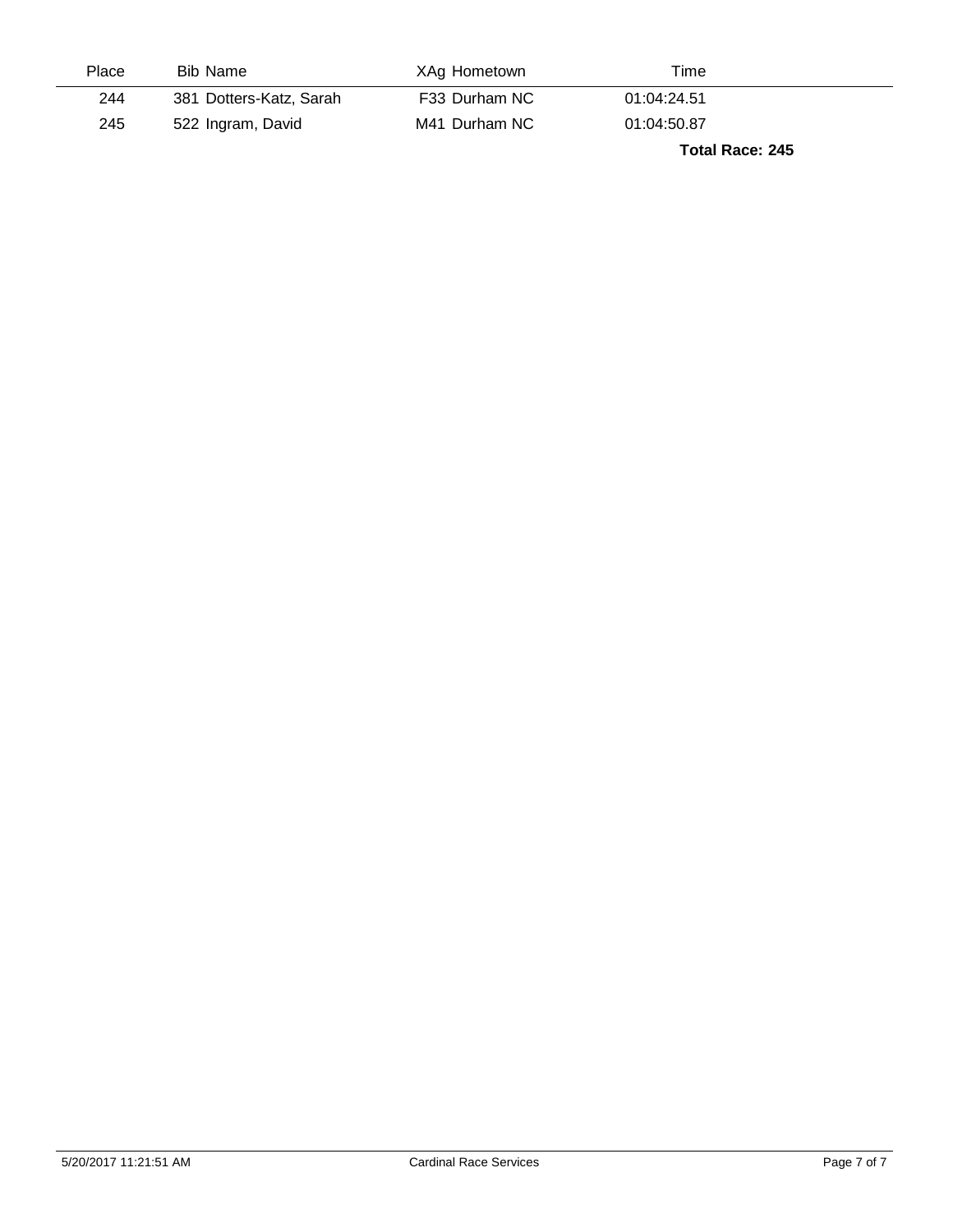| Place | Bib | Name | XAg | Hometown | Time |
|---|---|---|---|---|---|
| 244 | 381 | Dotters-Katz, Sarah | F33 | Durham NC | 01:04:24.51 |
| 245 | 522 | Ingram, David | M41 | Durham NC | 01:04:50.87 |

**Total Race: 245**